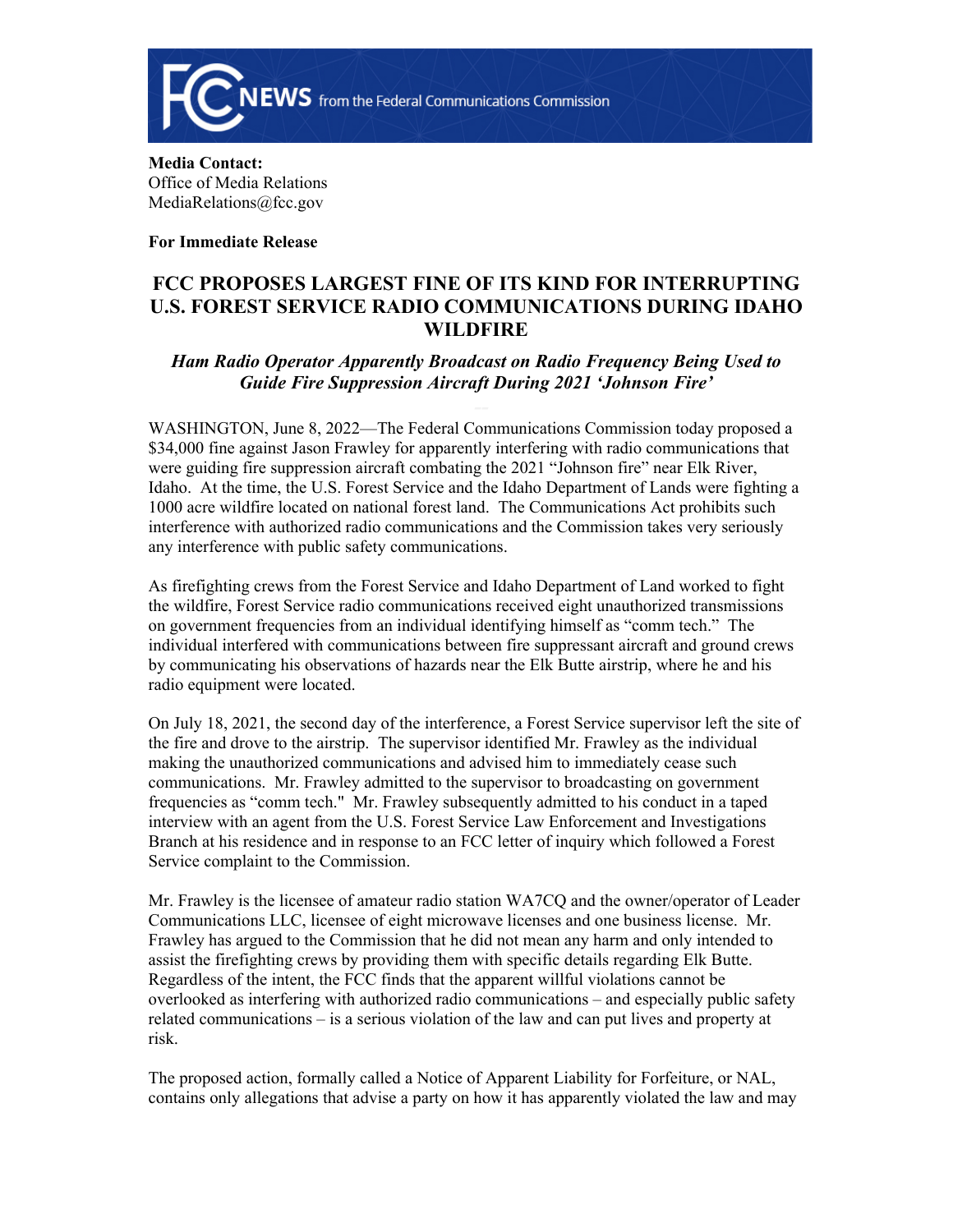**FCC NEWS** from the Federal Communications Commission

**Media Contact:**
Office of Media Relations
MediaRelations@fcc.gov

**For Immediate Release**

# FCC PROPOSES LARGEST FINE OF ITS KIND FOR INTERRUPTING U.S. FOREST SERVICE RADIO COMMUNICATIONS DURING IDAHO WILDFIRE

### *Ham Radio Operator Apparently Broadcast on Radio Frequency Being Used to Guide Fire Suppression Aircraft During 2021 'Johnson Fire'*

WASHINGTON, June 8, 2022—The Federal Communications Commission today proposed a $34,000 fine against Jason Frawley for apparently interfering with radio communications that were guiding fire suppression aircraft combating the 2021 "Johnson fire" near Elk River, Idaho. At the time, the U.S. Forest Service and the Idaho Department of Lands were fighting a 1000 acre wildfire located on national forest land. The Communications Act prohibits such interference with authorized radio communications and the Commission takes very seriously any interference with public safety communications.

As firefighting crews from the Forest Service and Idaho Department of Land worked to fight the wildfire, Forest Service radio communications received eight unauthorized transmissions on government frequencies from an individual identifying himself as "comm tech." The individual interfered with communications between fire suppressant aircraft and ground crews by communicating his observations of hazards near the Elk Butte airstrip, where he and his radio equipment were located.

On July 18, 2021, the second day of the interference, a Forest Service supervisor left the site of the fire and drove to the airstrip. The supervisor identified Mr. Frawley as the individual making the unauthorized communications and advised him to immediately cease such communications. Mr. Frawley admitted to the supervisor to broadcasting on government frequencies as "comm tech." Mr. Frawley subsequently admitted to his conduct in a taped interview with an agent from the U.S. Forest Service Law Enforcement and Investigations Branch at his residence and in response to an FCC letter of inquiry which followed a Forest Service complaint to the Commission.

Mr. Frawley is the licensee of amateur radio station WA7CQ and the owner/operator of Leader Communications LLC, licensee of eight microwave licenses and one business license. Mr. Frawley has argued to the Commission that he did not mean any harm and only intended to assist the firefighting crews by providing them with specific details regarding Elk Butte. Regardless of the intent, the FCC finds that the apparent willful violations cannot be overlooked as interfering with authorized radio communications – and especially public safety related communications – is a serious violation of the law and can put lives and property at risk.

The proposed action, formally called a Notice of Apparent Liability for Forfeiture, or NAL, contains only allegations that advise a party on how it has apparently violated the law and may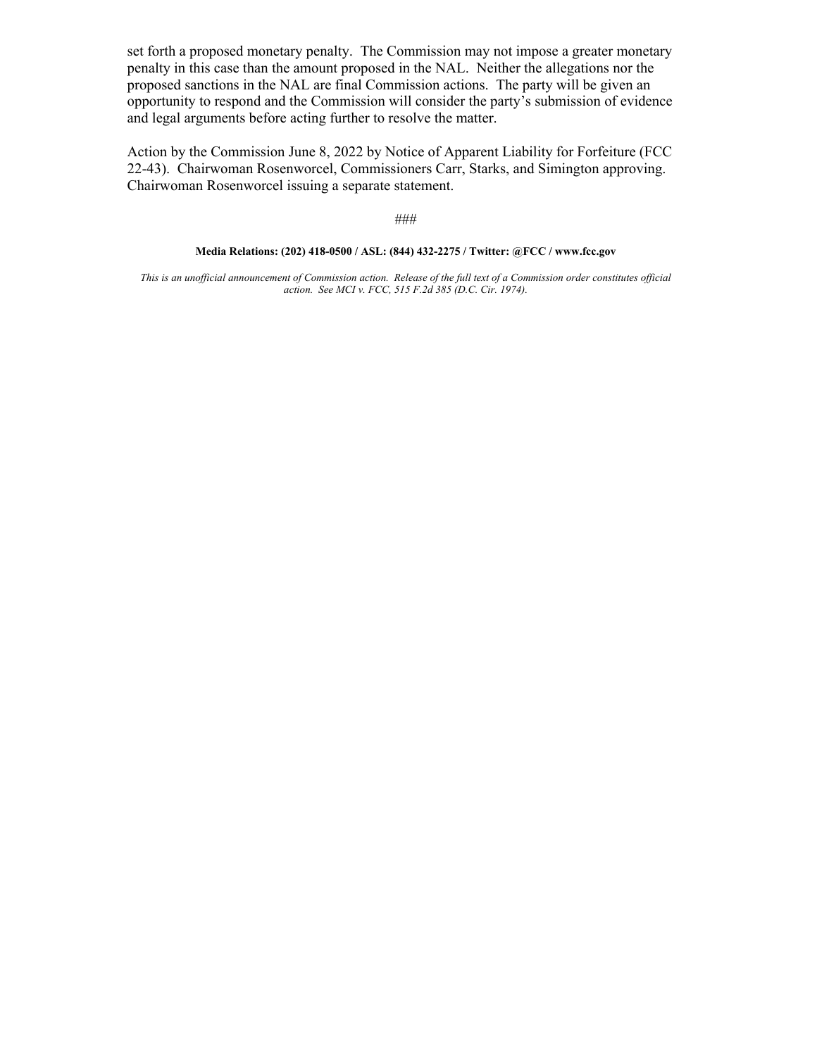set forth a proposed monetary penalty. The Commission may not impose a greater monetary penalty in this case than the amount proposed in the NAL. Neither the allegations nor the proposed sanctions in the NAL are final Commission actions. The party will be given an opportunity to respond and the Commission will consider the party's submission of evidence and legal arguments before acting further to resolve the matter.

Action by the Commission June 8, 2022 by Notice of Apparent Liability for Forfeiture (FCC 22-43). Chairwoman Rosenworcel, Commissioners Carr, Starks, and Simington approving. Chairwoman Rosenworcel issuing a separate statement.

###

**Media Relations: (202) 418-0500 / ASL: (844) 432-2275 / Twitter: @FCC / www.fcc.gov**

*This is an unofficial announcement of Commission action. Release of the full text of a Commission order constitutes official action. See MCI v. FCC, 515 F.2d 385 (D.C. Cir. 1974).*